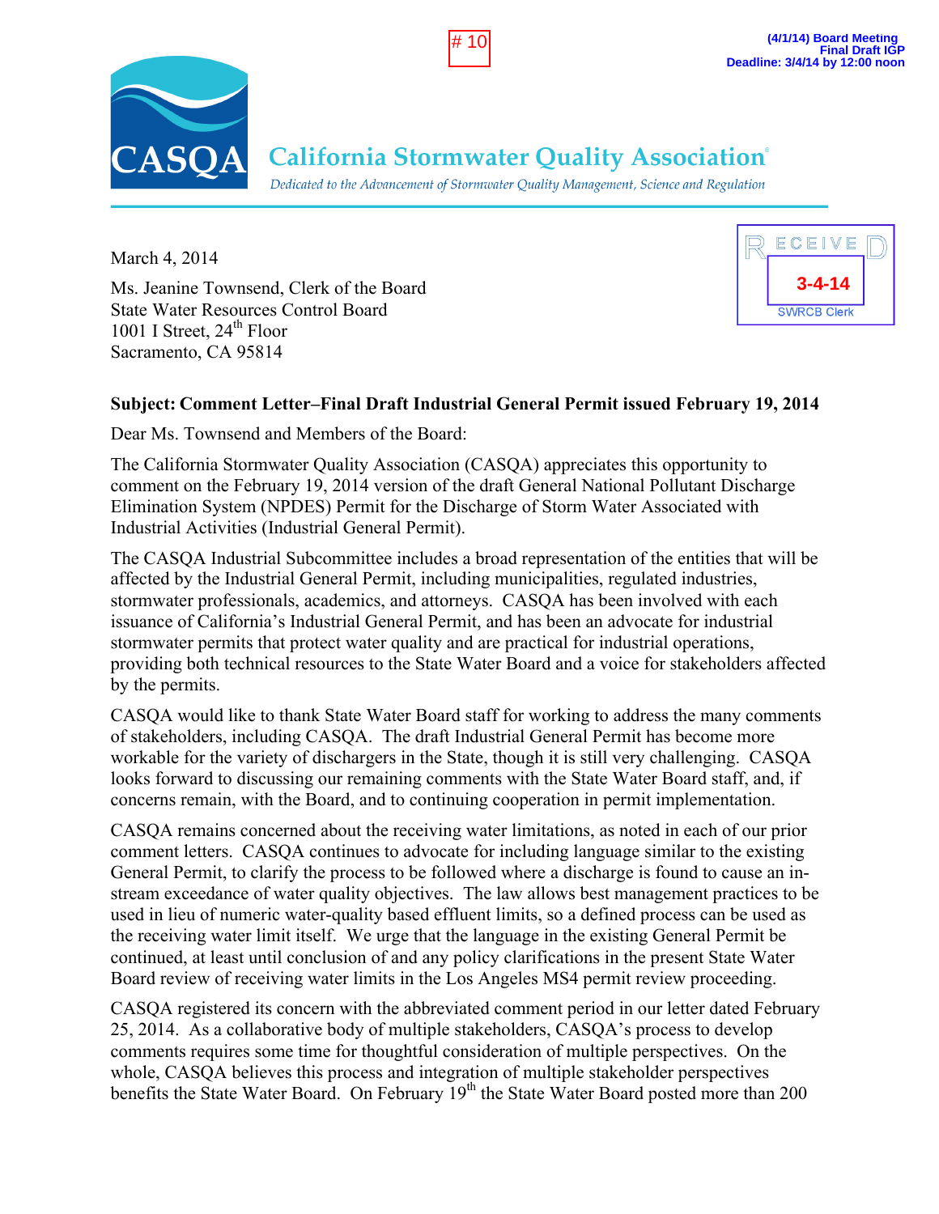# 10

**(4/1/14) Board Meeting**
**Final Draft IGP**
**Deadline: 3/4/14 by 12:00 noon**

CASQA

# California Stormwater Quality Association

*Dedicated to the Advancement of Stormwater Quality Management, Science and Regulation*

RECEIVED
3-4-14
SWRCB Clerk

March 4, 2014

Ms. Jeanine Townsend, Clerk of the Board
State Water Resources Control Board
1001 I Street, 24th Floor
Sacramento, CA 95814

**Subject: Comment Letter–Final Draft Industrial General Permit issued February 19, 2014**

Dear Ms. Townsend and Members of the Board:

The California Stormwater Quality Association (CASQA) appreciates this opportunity to comment on the February 19, 2014 version of the draft General National Pollutant Discharge Elimination System (NPDES) Permit for the Discharge of Storm Water Associated with Industrial Activities (Industrial General Permit).

The CASQA Industrial Subcommittee includes a broad representation of the entities that will be affected by the Industrial General Permit, including municipalities, regulated industries, stormwater professionals, academics, and attorneys. CASQA has been involved with each issuance of California's Industrial General Permit, and has been an advocate for industrial stormwater permits that protect water quality and are practical for industrial operations, providing both technical resources to the State Water Board and a voice for stakeholders affected by the permits.

CASQA would like to thank State Water Board staff for working to address the many comments of stakeholders, including CASQA. The draft Industrial General Permit has become more workable for the variety of dischargers in the State, though it is still very challenging. CASQA looks forward to discussing our remaining comments with the State Water Board staff, and, if concerns remain, with the Board, and to continuing cooperation in permit implementation.

CASQA remains concerned about the receiving water limitations, as noted in each of our prior comment letters. CASQA continues to advocate for including language similar to the existing General Permit, to clarify the process to be followed where a discharge is found to cause an in-stream exceedance of water quality objectives. The law allows best management practices to be used in lieu of numeric water-quality based effluent limits, so a defined process can be used as the receiving water limit itself. We urge that the language in the existing General Permit be continued, at least until conclusion of and any policy clarifications in the present State Water Board review of receiving water limits in the Los Angeles MS4 permit review proceeding.

CASQA registered its concern with the abbreviated comment period in our letter dated February 25, 2014. As a collaborative body of multiple stakeholders, CASQA's process to develop comments requires some time for thoughtful consideration of multiple perspectives. On the whole, CASQA believes this process and integration of multiple stakeholder perspectives benefits the State Water Board. On February 19th the State Water Board posted more than 200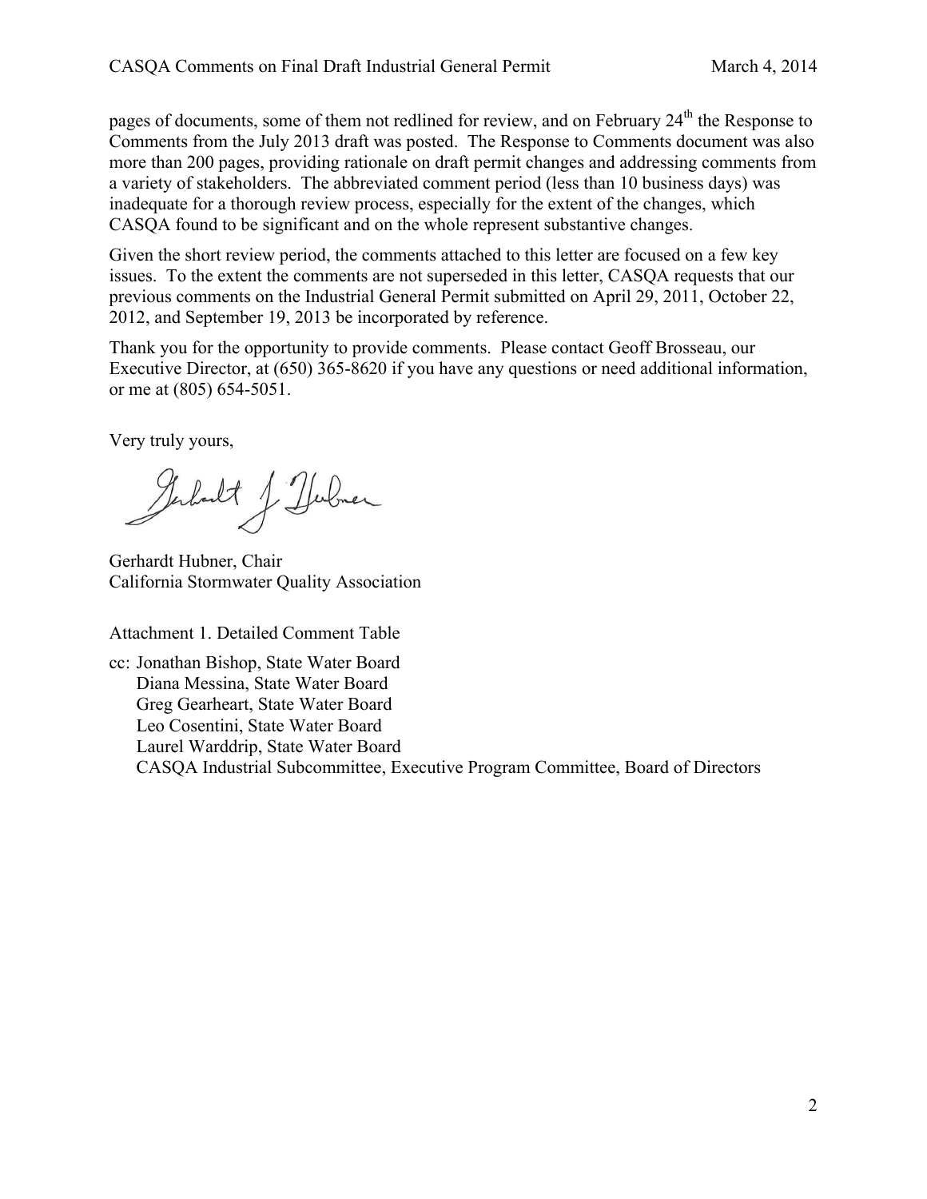pages of documents, some of them not redlined for review, and on February 24th the Response to Comments from the July 2013 draft was posted. The Response to Comments document was also more than 200 pages, providing rationale on draft permit changes and addressing comments from a variety of stakeholders. The abbreviated comment period (less than 10 business days) was inadequate for a thorough review process, especially for the extent of the changes, which CASQA found to be significant and on the whole represent substantive changes.

Given the short review period, the comments attached to this letter are focused on a few key issues. To the extent the comments are not superseded in this letter, CASQA requests that our previous comments on the Industrial General Permit submitted on April 29, 2011, October 22, 2012, and September 19, 2013 be incorporated by reference.

Thank you for the opportunity to provide comments. Please contact Geoff Brosseau, our Executive Director, at (650) 365-8620 if you have any questions or need additional information, or me at (805) 654-5051.

Very truly yours,

Gerhardt Hubner, Chair
California Stormwater Quality Association

Attachment 1. Detailed Comment Table

cc: Jonathan Bishop, State Water Board
Diana Messina, State Water Board
Greg Gearheart, State Water Board
Leo Cosentini, State Water Board
Laurel Warddrip, State Water Board
CASQA Industrial Subcommittee, Executive Program Committee, Board of Directors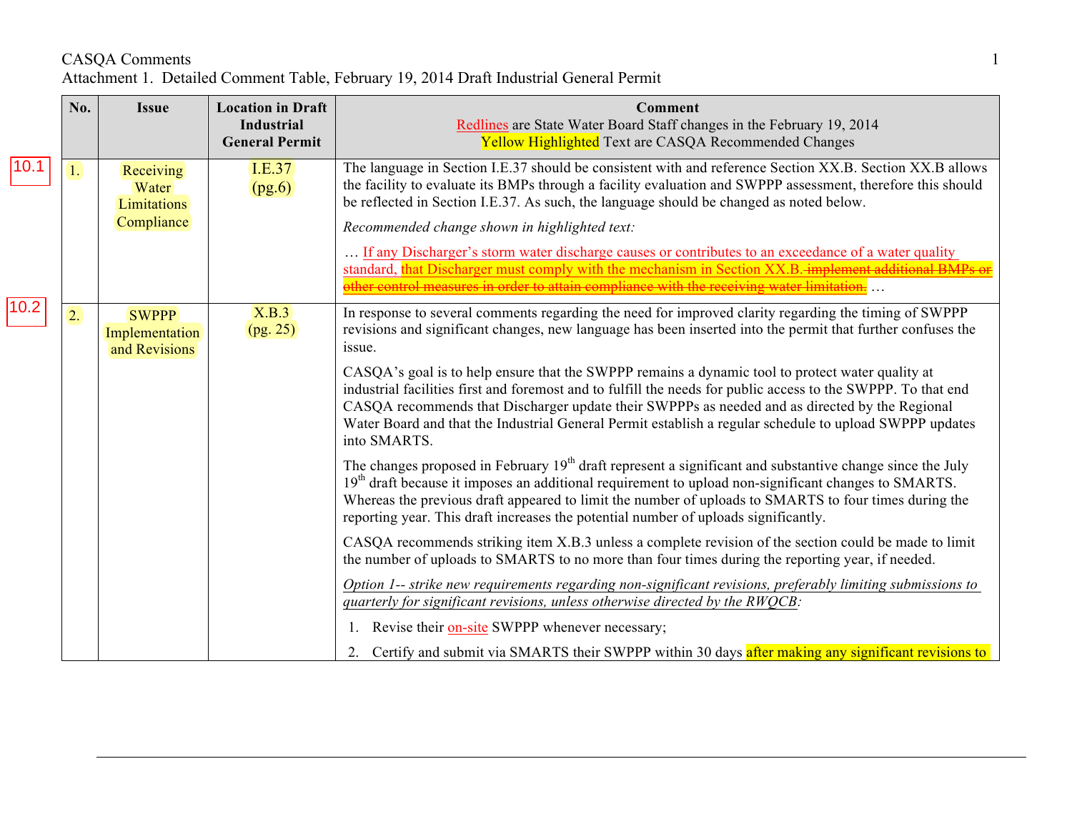CASQA Comments

Attachment 1. Detailed Comment Table, February 19, 2014 Draft Industrial General Permit

| | No. | Issue | Location in Draft Industrial General Permit | Comment<br>Redlines are State Water Board Staff changes in the February 19, 2014<br>Yellow Highlighted Text are CASQA Recommended Changes |
|---|---|---|---|---|
| 10.1 | 1. | Receiving Water Limitations Compliance | I.E.37 (pg.6) | The language in Section I.E.37 should be consistent with and reference Section XX.B. Section XX.B allows the facility to evaluate its BMPs through a facility evaluation and SWPPP assessment, therefore this should be reflected in Section I.E.37. As such, the language should be changed as noted below.<br><br>*Recommended change shown in highlighted text:*<br><br>… If any Discharger's storm water discharge causes or contributes to an exceedance of a water quality standard, that Discharger must comply with the mechanism in Section XX.B. ~~implement additional BMPs or other control measures in order to attain compliance with the receiving water limitation.~~ … |
| 10.2 | 2. | SWPPP Implementation and Revisions | X.B.3 (pg. 25) | In response to several comments regarding the need for improved clarity regarding the timing of SWPPP revisions and significant changes, new language has been inserted into the permit that further confuses the issue.<br><br>CASQA's goal is to help ensure that the SWPPP remains a dynamic tool to protect water quality at industrial facilities first and foremost and to fulfill the needs for public access to the SWPPP. To that end CASQA recommends that Discharger update their SWPPPs as needed and as directed by the Regional Water Board and that the Industrial General Permit establish a regular schedule to upload SWPPP updates into SMARTS.<br><br>The changes proposed in February 19th draft represent a significant and substantive change since the July 19th draft because it imposes an additional requirement to upload non-significant changes to SMARTS. Whereas the previous draft appeared to limit the number of uploads to SMARTS to four times during the reporting year. This draft increases the potential number of uploads significantly.<br><br>CASQA recommends striking item X.B.3 unless a complete revision of the section could be made to limit the number of uploads to SMARTS to no more than four times during the reporting year, if needed.<br><br>*Option 1-- strike new requirements regarding non-significant revisions, preferably limiting submissions to quarterly for significant revisions, unless otherwise directed by the RWQCB:*<br><br>1. Revise their on-site SWPPP whenever necessary;<br>2. Certify and submit via SMARTS their SWPPP within 30 days after making any significant revisions to |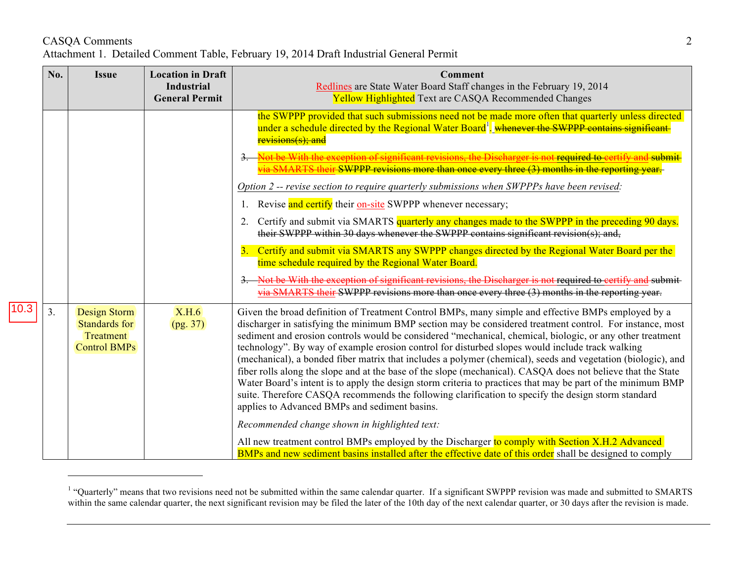CASQA Comments

Attachment 1. Detailed Comment Table, February 19, 2014 Draft Industrial General Permit

| No. | Issue | Location in Draft Industrial General Permit | Comment<br>Redlines are State Water Board Staff changes in the February 19, 2014<br>Yellow Highlighted Text are CASQA Recommended Changes |
|---|---|---|---|
| | | | the SWPPP provided that such submissions need not be made more often that quarterly unless directed under a schedule directed by the Regional Water Board[1]. ~~whenever the SWPPP contains significant revisions(s); and~~<br><br>~~3. Not be With the exception of significant revisions, the Discharger is not required to certify and submit via SMARTS their SWPPP revisions more than once every three (3) months in the reporting year.~~<br><br>*Option 2 -- revise section to require quarterly submissions when SWPPPs have been revised:*<br><br>1. Revise and certify their on-site SWPPP whenever necessary;<br>2. Certify and submit via SMARTS quarterly any changes made to the SWPPP in the preceding 90 days. ~~their SWPPP within 30 days whenever the SWPPP contains significant revision(s); and,~~<br>3. Certify and submit via SMARTS any SWPPP changes directed by the Regional Water Board per the time schedule required by the Regional Water Board.<br><br>~~3. Not be With the exception of significant revisions, the Discharger is not required to certify and submit via SMARTS their SWPPP revisions more than once every three (3) months in the reporting year.~~ |
| 3. (10.3) | Design Storm Standards for Treatment Control BMPs | X.H.6 (pg. 37) | Given the broad definition of Treatment Control BMPs, many simple and effective BMPs employed by a discharger in satisfying the minimum BMP section may be considered treatment control. For instance, most sediment and erosion controls would be considered "mechanical, chemical, biologic, or any other treatment technology". By way of example erosion control for disturbed slopes would include track walking (mechanical), a bonded fiber matrix that includes a polymer (chemical), seeds and vegetation (biologic), and fiber rolls along the slope and at the base of the slope (mechanical). CASQA does not believe that the State Water Board's intent is to apply the design storm criteria to practices that may be part of the minimum BMP suite. Therefore CASQA recommends the following clarification to specify the design storm standard applies to Advanced BMPs and sediment basins.<br><br>*Recommended change shown in highlighted text:*<br><br>All new treatment control BMPs employed by the Discharger to comply with Section X.H.2 Advanced BMPs and new sediment basins installed after the effective date of this order shall be designed to comply |

[1] "Quarterly" means that two revisions need not be submitted within the same calendar quarter. If a significant SWPPP revision was made and submitted to SMARTS within the same calendar quarter, the next significant revision may be filed the later of the 10th day of the next calendar quarter, or 30 days after the revision is made.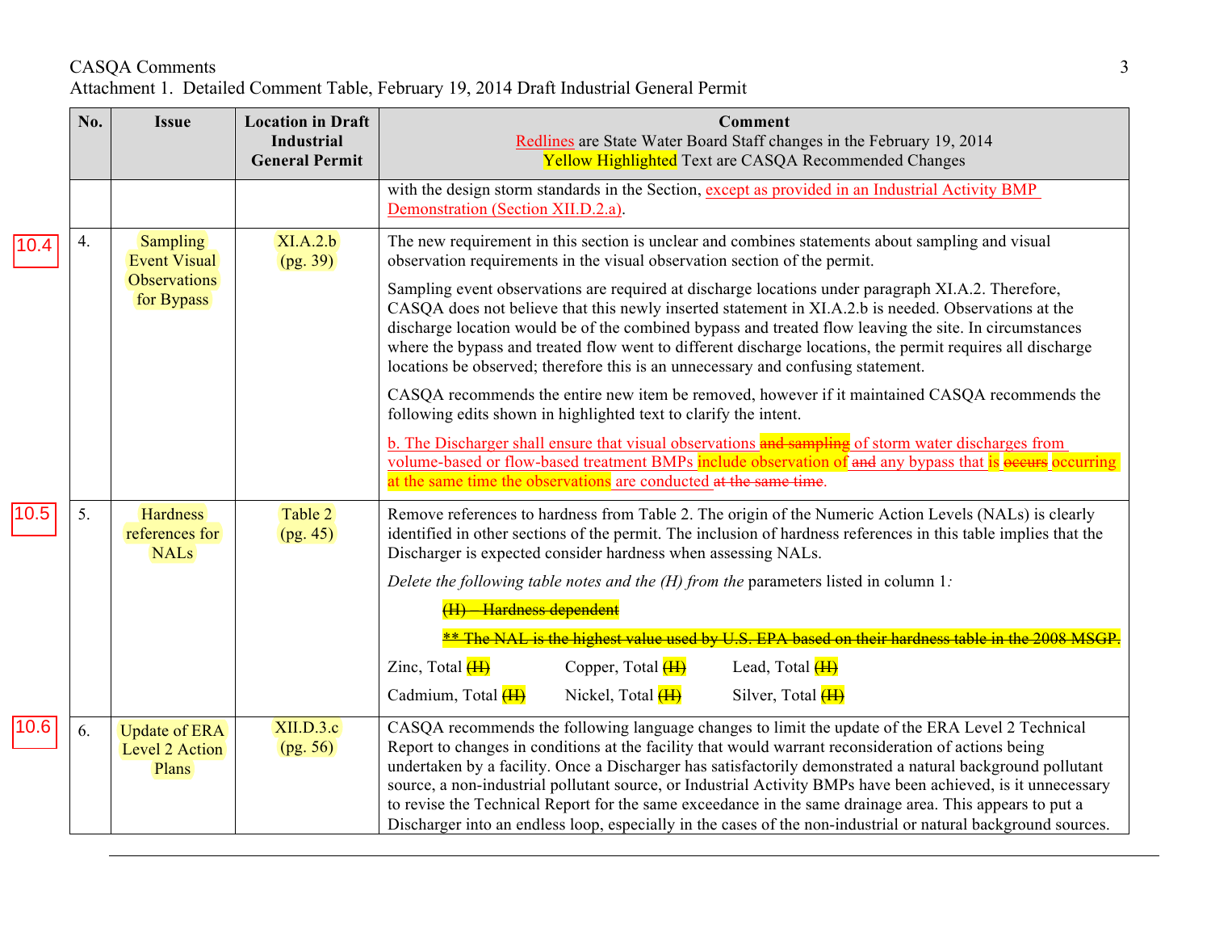CASQA Comments
Attachment 1. Detailed Comment Table, February 19, 2014 Draft Industrial General Permit

| No. | Issue | Location in Draft Industrial General Permit | Comment<br>Redlines are State Water Board Staff changes in the February 19, 2014<br>Yellow Highlighted Text are CASQA Recommended Changes |
|---|---|---|---|
| | | | with the design storm standards in the Section, except as provided in an Industrial Activity BMP Demonstration (Section XII.D.2.a). |
| 4. | Sampling Event Visual Observations for Bypass | XI.A.2.b (pg. 39) | The new requirement in this section is unclear and combines statements about sampling and visual observation requirements in the visual observation section of the permit.<br><br>Sampling event observations are required at discharge locations under paragraph XI.A.2. Therefore, CASQA does not believe that this newly inserted statement in XI.A.2.b is needed. Observations at the discharge location would be of the combined bypass and treated flow leaving the site. In circumstances where the bypass and treated flow went to different discharge locations, the permit requires all discharge locations be observed; therefore this is an unnecessary and confusing statement.<br><br>CASQA recommends the entire new item be removed, however if it maintained CASQA recommends the following edits shown in highlighted text to clarify the intent.<br><br>b. The Discharger shall ensure that visual observations ~~and sampling~~ of storm water discharges from volume-based or flow-based treatment BMPs include observation of ~~and~~ any bypass that is ~~occurs~~ occurring at the same time the observations are conducted ~~at the same time~~. |
| 5. | Hardness references for NALs | Table 2 (pg. 45) | Remove references to hardness from Table 2. The origin of the Numeric Action Levels (NALs) is clearly identified in other sections of the permit. The inclusion of hardness references in this table implies that the Discharger is expected consider hardness when assessing NALs.<br><br>*Delete the following table notes and the (H) from the* parameters listed in column 1*:*<br><br>~~(H) – Hardness dependent~~<br><br>~~** The NAL is the highest value used by U.S. EPA based on their hardness table in the 2008 MSGP.~~<br><br>Zinc, Total ~~(H)~~ Copper, Total ~~(H)~~ Lead, Total ~~(H)~~<br>Cadmium, Total ~~(H)~~ Nickel, Total ~~(H)~~ Silver, Total ~~(H)~~ |
| 6. | Update of ERA Level 2 Action Plans | XII.D.3.c (pg. 56) | CASQA recommends the following language changes to limit the update of the ERA Level 2 Technical Report to changes in conditions at the facility that would warrant reconsideration of actions being undertaken by a facility. Once a Discharger has satisfactorily demonstrated a natural background pollutant source, a non-industrial pollutant source, or Industrial Activity BMPs have been achieved, is it unnecessary to revise the Technical Report for the same exceedance in the same drainage area. This appears to put a Discharger into an endless loop, especially in the cases of the non-industrial or natural background sources. |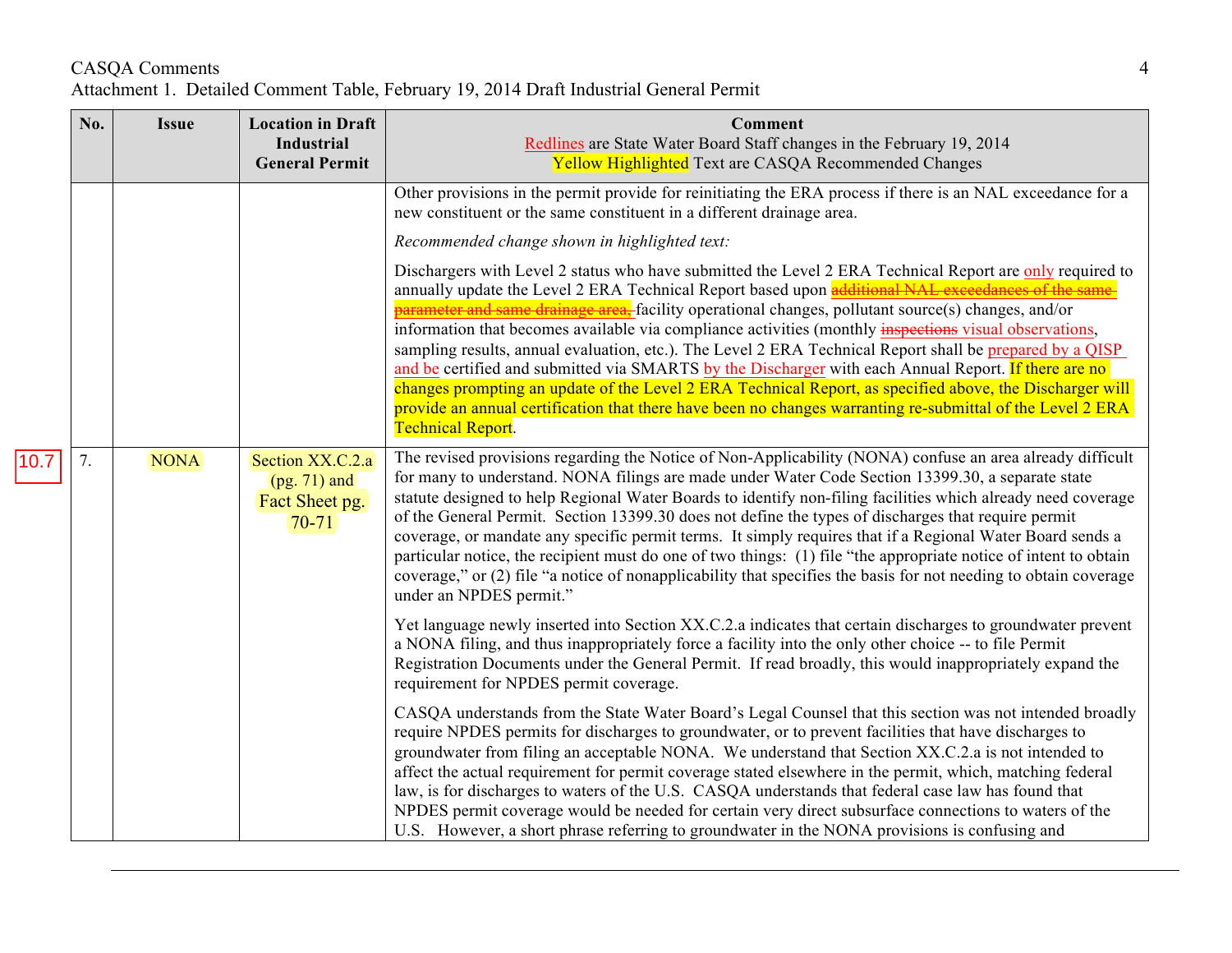Attachment 1. Detailed Comment Table, February 19, 2014 Draft Industrial General Permit

| No. | Issue | Location in Draft Industrial General Permit | Comment<br>Redlines are State Water Board Staff changes in the February 19, 2014<br>Yellow Highlighted Text are CASQA Recommended Changes |
|---|---|---|---|
| | | | Other provisions in the permit provide for reinitiating the ERA process if there is an NAL exceedance for a new constituent or the same constituent in a different drainage area.<br><br>*Recommended change shown in highlighted text:*<br><br>Dischargers with Level 2 status who have submitted the Level 2 ERA Technical Report are only required to annually update the Level 2 ERA Technical Report based upon ~~additional NAL exceedances of the same parameter and same drainage area,~~ facility operational changes, pollutant source(s) changes, and/or information that becomes available via compliance activities (monthly ~~inspections~~ visual observations, sampling results, annual evaluation, etc.). The Level 2 ERA Technical Report shall be prepared by a QISP and be certified and submitted via SMARTS by the Discharger with each Annual Report. If there are no changes prompting an update of the Level 2 ERA Technical Report, as specified above, the Discharger will provide an annual certification that there have been no changes warranting re-submittal of the Level 2 ERA Technical Report. |
| 7. | NONA | Section XX.C.2.a (pg. 71) and Fact Sheet pg. 70-71 | The revised provisions regarding the Notice of Non-Applicability (NONA) confuse an area already difficult for many to understand. NONA filings are made under Water Code Section 13399.30, a separate state statute designed to help Regional Water Boards to identify non-filing facilities which already need coverage of the General Permit. Section 13399.30 does not define the types of discharges that require permit coverage, or mandate any specific permit terms. It simply requires that if a Regional Water Board sends a particular notice, the recipient must do one of two things: (1) file "the appropriate notice of intent to obtain coverage," or (2) file "a notice of nonapplicability that specifies the basis for not needing to obtain coverage under an NPDES permit."<br><br>Yet language newly inserted into Section XX.C.2.a indicates that certain discharges to groundwater prevent a NONA filing, and thus inappropriately force a facility into the only other choice -- to file Permit Registration Documents under the General Permit. If read broadly, this would inappropriately expand the requirement for NPDES permit coverage.<br><br>CASQA understands from the State Water Board's Legal Counsel that this section was not intended broadly require NPDES permits for discharges to groundwater, or to prevent facilities that have discharges to groundwater from filing an acceptable NONA. We understand that Section XX.C.2.a is not intended to affect the actual requirement for permit coverage stated elsewhere in the permit, which, matching federal law, is for discharges to waters of the U.S. CASQA understands that federal case law has found that NPDES permit coverage would be needed for certain very direct subsurface connections to waters of the U.S. However, a short phrase referring to groundwater in the NONA provisions is confusing and |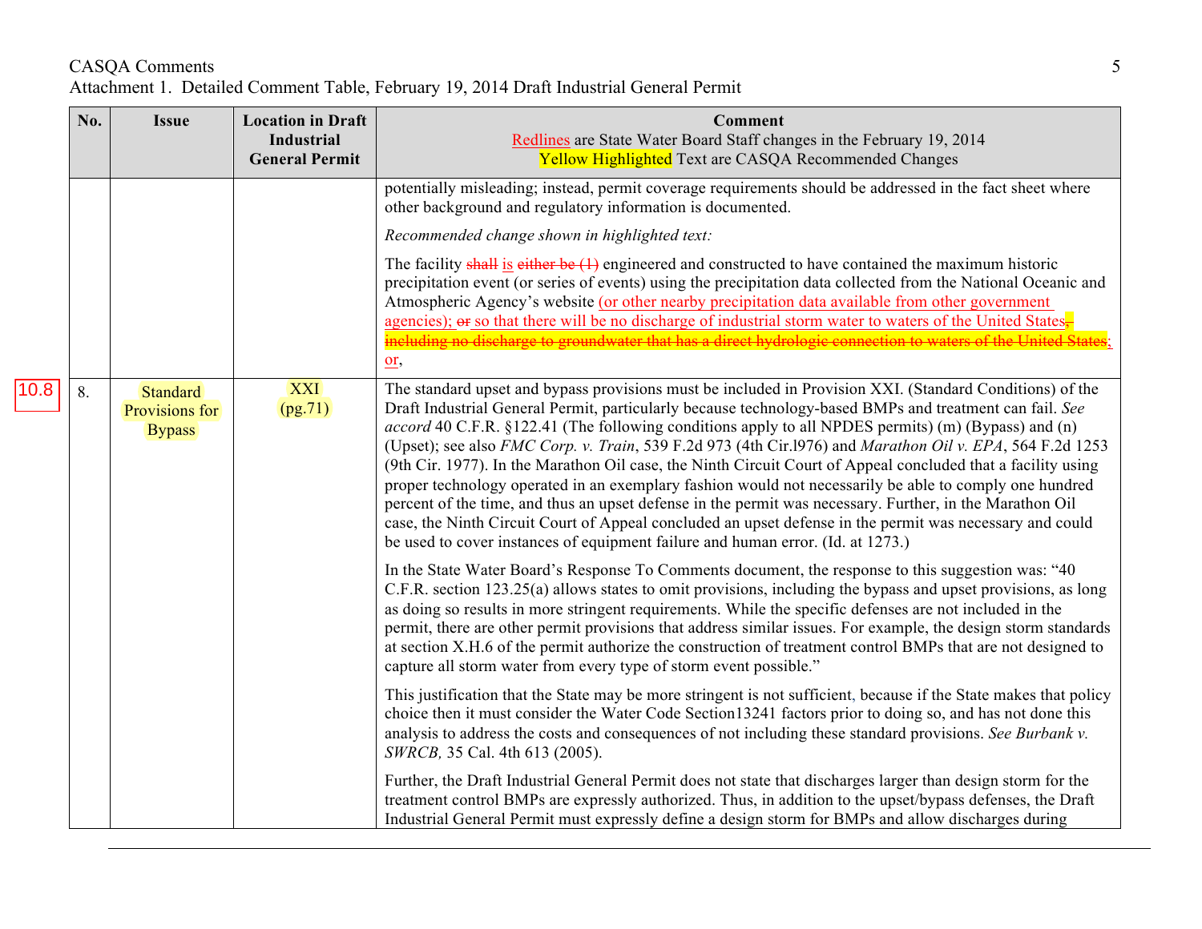CASQA Comments
Attachment 1. Detailed Comment Table, February 19, 2014 Draft Industrial General Permit

| No. | Issue | Location in Draft Industrial General Permit | Comment<br>Redlines are State Water Board Staff changes in the February 19, 2014<br>Yellow Highlighted Text are CASQA Recommended Changes |
|---|---|---|---|
| | | | potentially misleading; instead, permit coverage requirements should be addressed in the fact sheet where other background and regulatory information is documented.<br><br>*Recommended change shown in highlighted text:*<br><br>The facility ~~shall~~ is ~~either be (1)~~ engineered and constructed to have contained the maximum historic precipitation event (or series of events) using the precipitation data collected from the National Oceanic and Atmospheric Agency's website (or other nearby precipitation data available from other government agencies); ~~or~~ so that there will be no discharge of industrial storm water to waters of the United States~~, including no discharge to groundwater that has a direct hydrologic connection to waters of the United States~~; or, |
| 8. | Standard Provisions for Bypass | XXI (pg.71) | The standard upset and bypass provisions must be included in Provision XXI. (Standard Conditions) of the Draft Industrial General Permit, particularly because technology-based BMPs and treatment can fail. *See accord* 40 C.F.R. §122.41 (The following conditions apply to all NPDES permits) (m) (Bypass) and (n) (Upset); see also *FMC Corp. v. Train*, 539 F.2d 973 (4th Cir.l976) and *Marathon Oil v. EPA*, 564 F.2d 1253 (9th Cir. 1977). In the Marathon Oil case, the Ninth Circuit Court of Appeal concluded that a facility using proper technology operated in an exemplary fashion would not necessarily be able to comply one hundred percent of the time, and thus an upset defense in the permit was necessary. Further, in the Marathon Oil case, the Ninth Circuit Court of Appeal concluded an upset defense in the permit was necessary and could be used to cover instances of equipment failure and human error. (Id. at 1273.)<br><br>In the State Water Board's Response To Comments document, the response to this suggestion was: "40 C.F.R. section 123.25(a) allows states to omit provisions, including the bypass and upset provisions, as long as doing so results in more stringent requirements. While the specific defenses are not included in the permit, there are other permit provisions that address similar issues. For example, the design storm standards at section X.H.6 of the permit authorize the construction of treatment control BMPs that are not designed to capture all storm water from every type of storm event possible."<br><br>This justification that the State may be more stringent is not sufficient, because if the State makes that policy choice then it must consider the Water Code Section13241 factors prior to doing so, and has not done this analysis to address the costs and consequences of not including these standard provisions. *See Burbank v. SWRCB,* 35 Cal. 4th 613 (2005).<br><br>Further, the Draft Industrial General Permit does not state that discharges larger than design storm for the treatment control BMPs are expressly authorized. Thus, in addition to the upset/bypass defenses, the Draft Industrial General Permit must expressly define a design storm for BMPs and allow discharges during |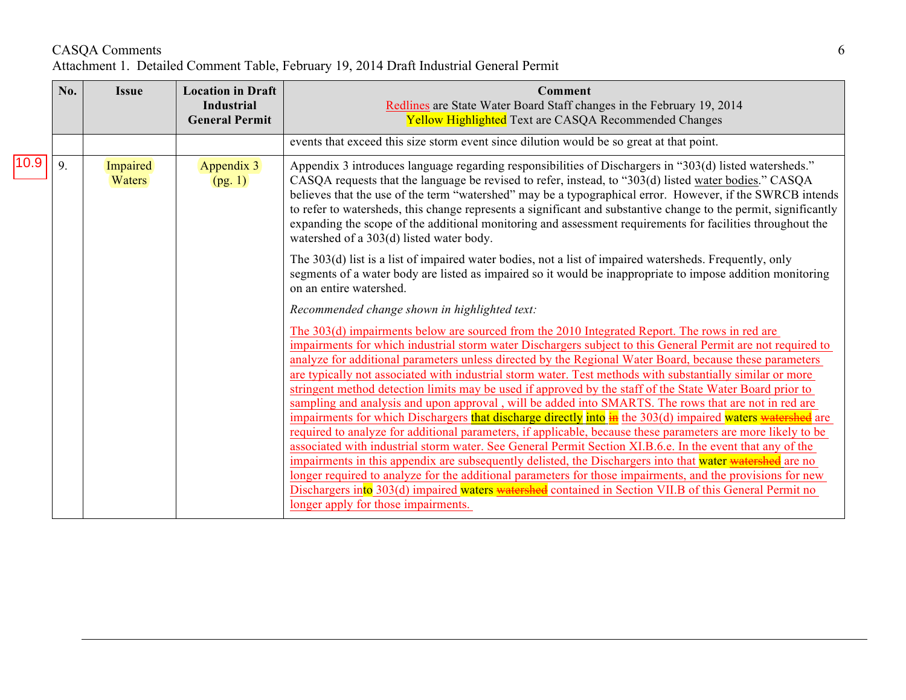CASQA Comments
Attachment 1. Detailed Comment Table, February 19, 2014 Draft Industrial General Permit

| No. | Issue | Location in Draft Industrial General Permit | Comment<br>Redlines are State Water Board Staff changes in the February 19, 2014<br>Yellow Highlighted Text are CASQA Recommended Changes |
|---|---|---|---|
| | | | events that exceed this size storm event since dilution would be so great at that point. |
| 9. | Impaired Waters | Appendix 3 (pg. 1) | Appendix 3 introduces language regarding responsibilities of Dischargers in "303(d) listed watersheds." CASQA requests that the language be revised to refer, instead, to "303(d) listed water bodies." CASQA believes that the use of the term "watershed" may be a typographical error. However, if the SWRCB intends to refer to watersheds, this change represents a significant and substantive change to the permit, significantly expanding the scope of the additional monitoring and assessment requirements for facilities throughout the watershed of a 303(d) listed water body.<br><br>The 303(d) list is a list of impaired water bodies, not a list of impaired watersheds. Frequently, only segments of a water body are listed as impaired so it would be inappropriate to impose addition monitoring on an entire watershed.<br><br>*Recommended change shown in highlighted text:*<br><br>The 303(d) impairments below are sourced from the 2010 Integrated Report. The rows in red are impairments for which industrial storm water Dischargers subject to this General Permit are not required to analyze for additional parameters unless directed by the Regional Water Board, because these parameters are typically not associated with industrial storm water. Test methods with substantially similar or more stringent method detection limits may be used if approved by the staff of the State Water Board prior to sampling and analysis and upon approval , will be added into SMARTS. The rows that are not in red are impairments for which Dischargers that discharge directly into ~~in~~ the 303(d) impaired waters ~~watershed~~ are required to analyze for additional parameters, if applicable, because these parameters are more likely to be associated with industrial storm water. See General Permit Section XI.B.6.e. In the event that any of the impairments in this appendix are subsequently delisted, the Dischargers into that water ~~watershed~~ are no longer required to analyze for the additional parameters for those impairments, and the provisions for new Dischargers into 303(d) impaired waters ~~watershed~~ contained in Section VII.B of this General Permit no longer apply for those impairments. |